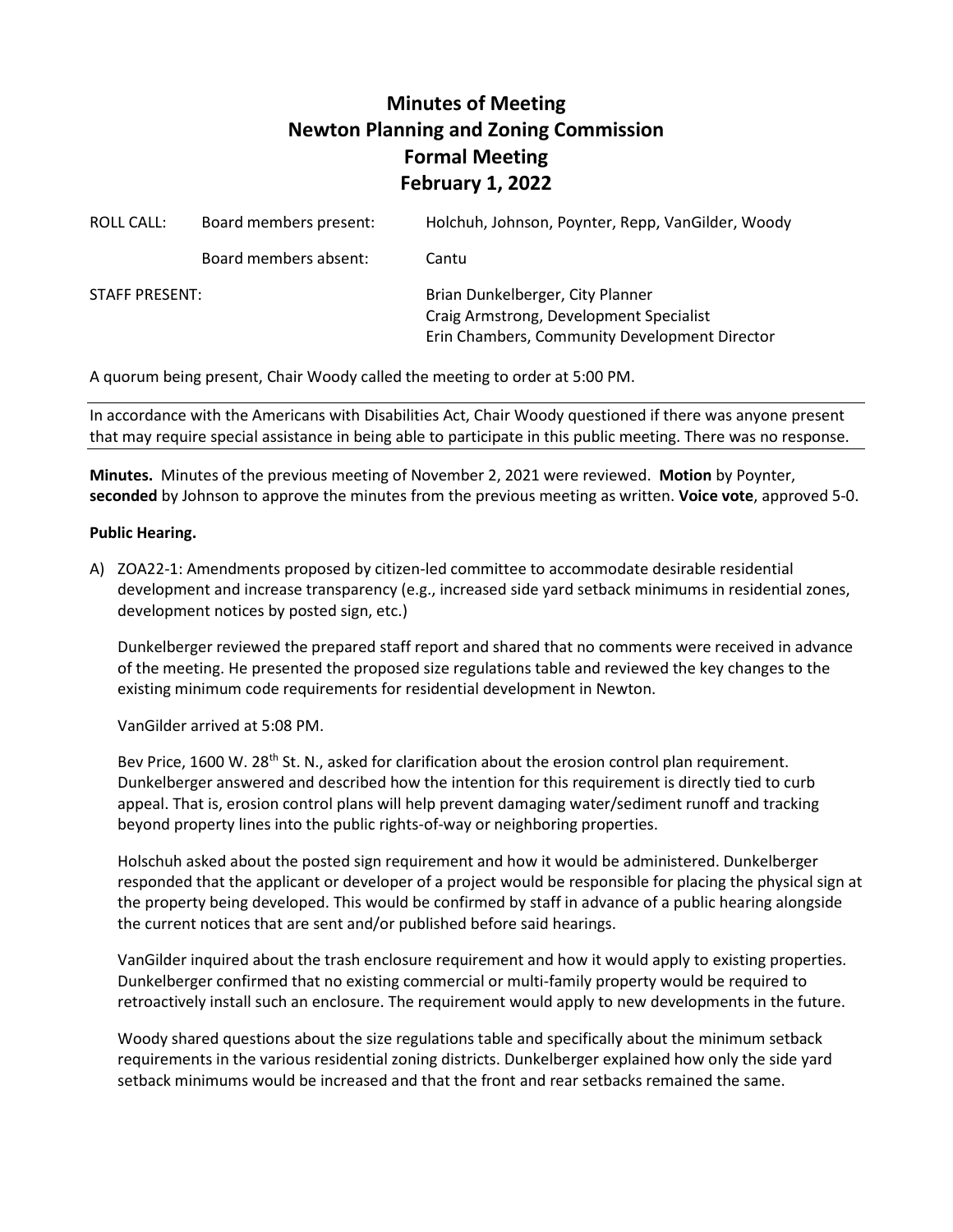# Minutes of Meeting
# Newton Planning and Zoning Commission
# Formal Meeting
# February 1, 2022

| | | |
|---|---|---|
| ROLL CALL: | Board members present: | Holchuh, Johnson, Poynter, Repp, VanGilder, Woody |
| | Board members absent: | Cantu |
| STAFF PRESENT: | | Brian Dunkelberger, City Planner<br>Craig Armstrong, Development Specialist<br>Erin Chambers, Community Development Director |

A quorum being present, Chair Woody called the meeting to order at 5:00 PM.

In accordance with the Americans with Disabilities Act, Chair Woody questioned if there was anyone present that may require special assistance in being able to participate in this public meeting. There was no response.

**Minutes.** Minutes of the previous meeting of November 2, 2021 were reviewed. **Motion** by Poynter, **seconded** by Johnson to approve the minutes from the previous meeting as written. **Voice vote**, approved 5-0.

**Public Hearing.**

A) ZOA22-1: Amendments proposed by citizen-led committee to accommodate desirable residential development and increase transparency (e.g., increased side yard setback minimums in residential zones, development notices by posted sign, etc.)

Dunkelberger reviewed the prepared staff report and shared that no comments were received in advance of the meeting. He presented the proposed size regulations table and reviewed the key changes to the existing minimum code requirements for residential development in Newton.

VanGilder arrived at 5:08 PM.

Bev Price, 1600 W. 28th St. N., asked for clarification about the erosion control plan requirement. Dunkelberger answered and described how the intention for this requirement is directly tied to curb appeal. That is, erosion control plans will help prevent damaging water/sediment runoff and tracking beyond property lines into the public rights-of-way or neighboring properties.

Holschuh asked about the posted sign requirement and how it would be administered. Dunkelberger responded that the applicant or developer of a project would be responsible for placing the physical sign at the property being developed. This would be confirmed by staff in advance of a public hearing alongside the current notices that are sent and/or published before said hearings.

VanGilder inquired about the trash enclosure requirement and how it would apply to existing properties. Dunkelberger confirmed that no existing commercial or multi-family property would be required to retroactively install such an enclosure. The requirement would apply to new developments in the future.

Woody shared questions about the size regulations table and specifically about the minimum setback requirements in the various residential zoning districts. Dunkelberger explained how only the side yard setback minimums would be increased and that the front and rear setbacks remained the same.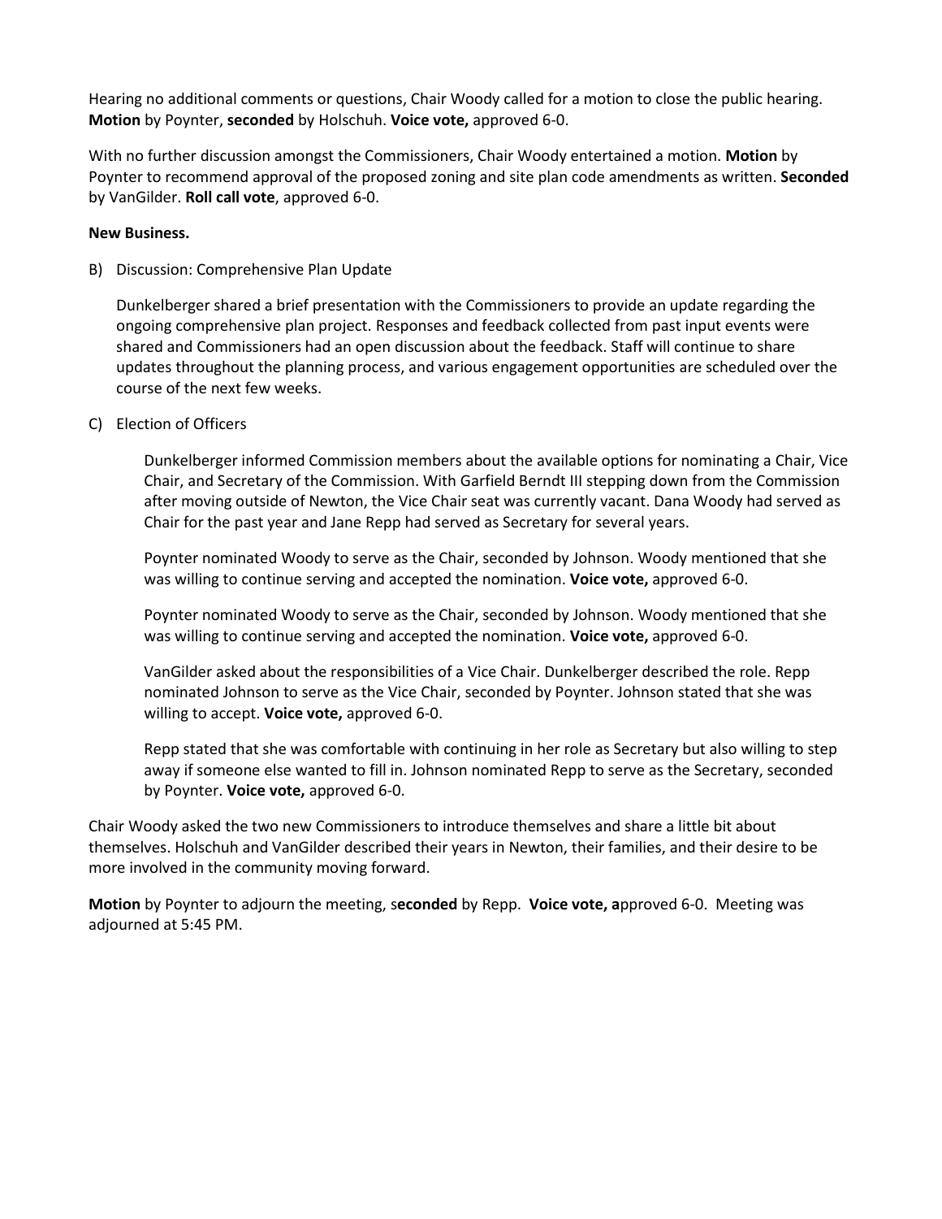Hearing no additional comments or questions, Chair Woody called for a motion to close the public hearing. **Motion** by Poynter, **seconded** by Holschuh. **Voice vote,** approved 6-0.

With no further discussion amongst the Commissioners, Chair Woody entertained a motion. **Motion** by Poynter to recommend approval of the proposed zoning and site plan code amendments as written. **Seconded** by VanGilder. **Roll call vote**, approved 6-0.

**New Business.**

B) Discussion: Comprehensive Plan Update

Dunkelberger shared a brief presentation with the Commissioners to provide an update regarding the ongoing comprehensive plan project. Responses and feedback collected from past input events were shared and Commissioners had an open discussion about the feedback. Staff will continue to share updates throughout the planning process, and various engagement opportunities are scheduled over the course of the next few weeks.

C) Election of Officers

Dunkelberger informed Commission members about the available options for nominating a Chair, Vice Chair, and Secretary of the Commission. With Garfield Berndt III stepping down from the Commission after moving outside of Newton, the Vice Chair seat was currently vacant. Dana Woody had served as Chair for the past year and Jane Repp had served as Secretary for several years.

Poynter nominated Woody to serve as the Chair, seconded by Johnson. Woody mentioned that she was willing to continue serving and accepted the nomination. **Voice vote,** approved 6-0.

Poynter nominated Woody to serve as the Chair, seconded by Johnson. Woody mentioned that she was willing to continue serving and accepted the nomination. **Voice vote,** approved 6-0.

VanGilder asked about the responsibilities of a Vice Chair. Dunkelberger described the role. Repp nominated Johnson to serve as the Vice Chair, seconded by Poynter. Johnson stated that she was willing to accept. **Voice vote,** approved 6-0.

Repp stated that she was comfortable with continuing in her role as Secretary but also willing to step away if someone else wanted to fill in. Johnson nominated Repp to serve as the Secretary, seconded by Poynter. **Voice vote,** approved 6-0.

Chair Woody asked the two new Commissioners to introduce themselves and share a little bit about themselves. Holschuh and VanGilder described their years in Newton, their families, and their desire to be more involved in the community moving forward.

**Motion** by Poynter to adjourn the meeting, s**econded** by Repp. **Voice vote, a**pproved 6-0. Meeting was adjourned at 5:45 PM.